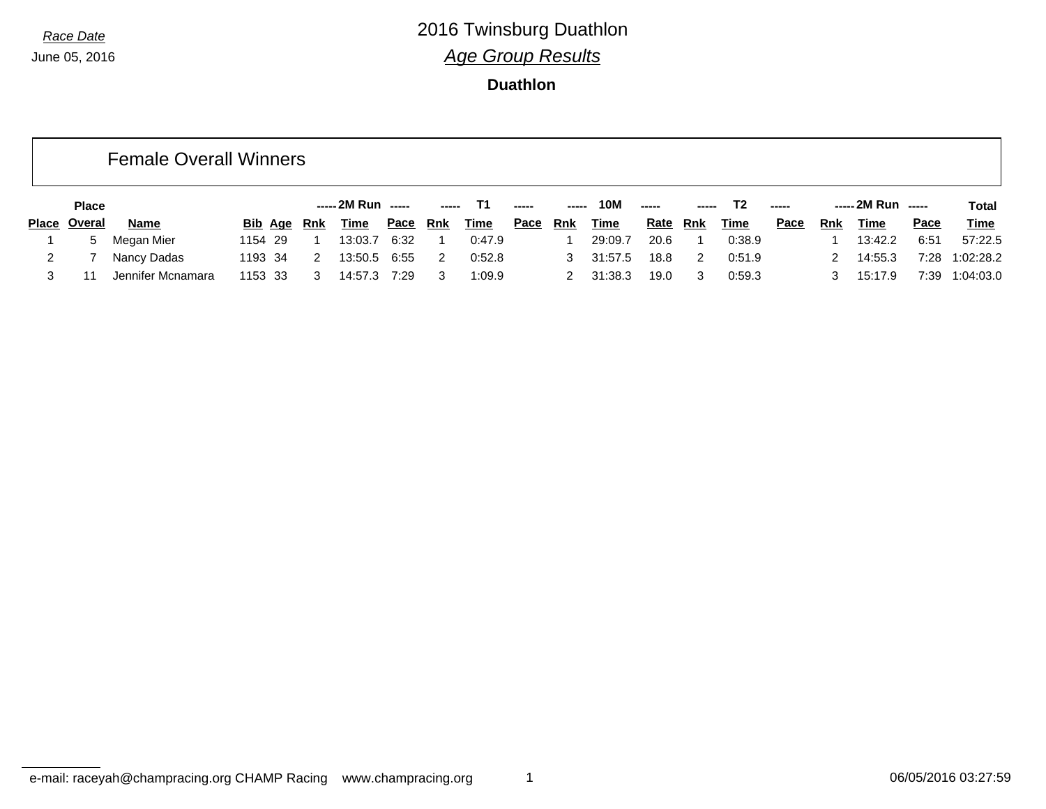Race Date

June 05, 2016

# 2016 Twinsburg Duathlon

## Age Group Results

**Duathlon**

### Female Overall Winners

| | Place | | | | 2M Run | | | T1 | | | 10M | | | T2 | | | 2M Run | | | Total |
|---|---|---|---|---|---|---|---|---|---|---|---|---|---|---|---|---|---|---|---|---|
| Place | Overal | Name | Bib | Age | Rnk | Time | Pace | Rnk | Time | Pace | Rnk | Time | Rate | Rnk | Time | Pace | Rnk | Time | Pace | Time |
| 1 | 5 | Megan Mier | 1154 | 29 | 1 | 13:03.7 | 6:32 | 1 | 0:47.9 | | 1 | 29:09.7 | 20.6 | 1 | 0:38.9 | | 1 | 13:42.2 | 6:51 | 57:22.5 |
| 2 | 7 | Nancy Dadas | 1193 | 34 | 2 | 13:50.5 | 6:55 | 2 | 0:52.8 | | 3 | 31:57.5 | 18.8 | 2 | 0:51.9 | | 2 | 14:55.3 | 7:28 | 1:02:28.2 |
| 3 | 11 | Jennifer Mcnamara | 1153 | 33 | 3 | 14:57.3 | 7:29 | 3 | 1:09.9 | | 2 | 31:38.3 | 19.0 | 3 | 0:59.3 | | 3 | 15:17.9 | 7:39 | 1:04:03.0 |

e-mail: raceyah@champracing.org CHAMP Racing www.champracing.org

06/05/2016 03:27:59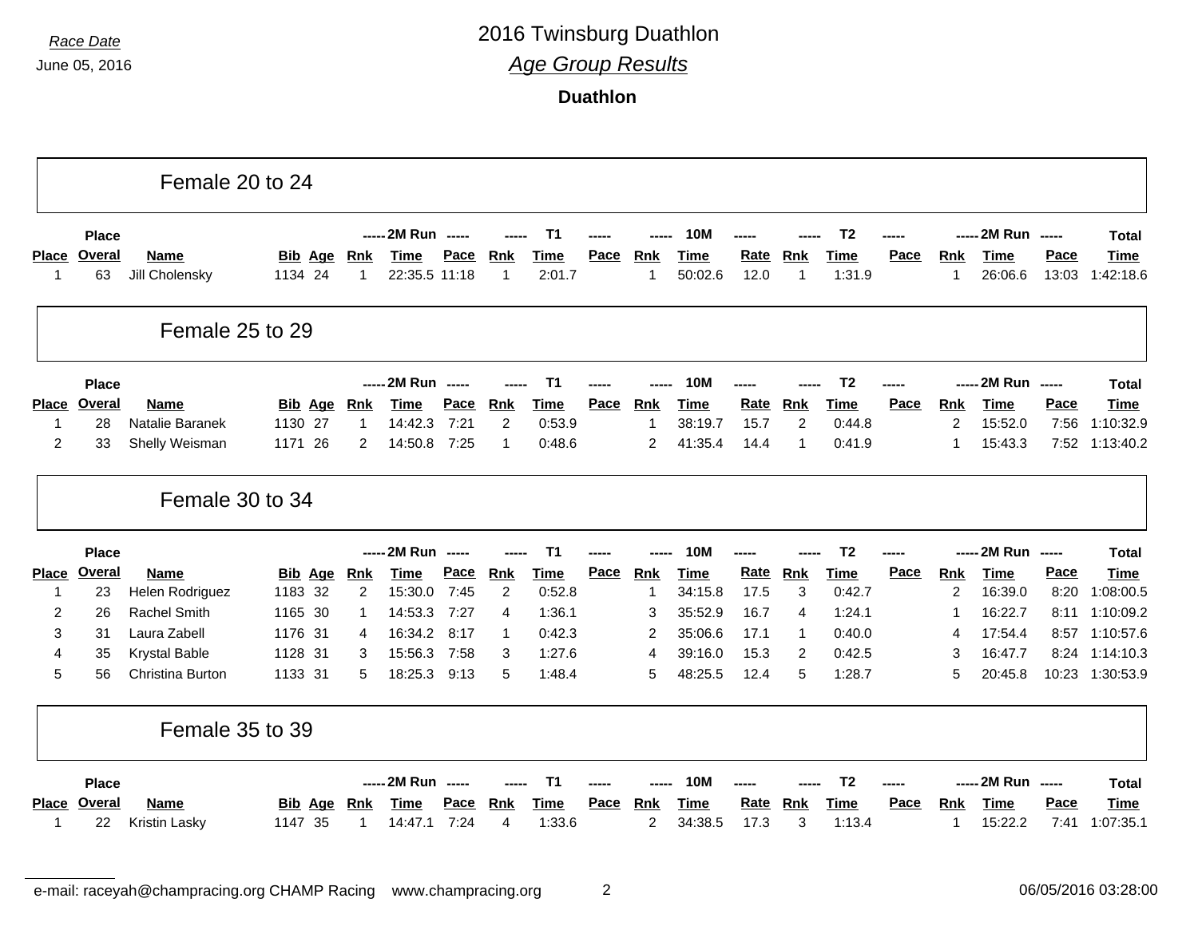Race Date

June 05, 2016

# 2016 Twinsburg Duathlon

## Age Group Results

**Duathlon**

### Female 20 to 24

| Place | Place Overal | Name | Bib | Age | 2M Run Rnk | 2M Run Time | 2M Run Pace | T1 Rnk | T1 Time | T1 Pace | 10M Rnk | 10M Time | 10M Rate | T2 Rnk | T2 Time | T2 Pace | 2M Run Rnk | 2M Run Time | 2M Run Pace | Total Time |
|---|---|---|---|---|---|---|---|---|---|---|---|---|---|---|---|---|---|---|---|---|
| 1 | 63 | Jill Cholensky | 1134 | 24 | 1 | 22:35.5 | 11:18 | 1 | 2:01.7 | | 1 | 50:02.6 | 12.0 | 1 | 1:31.9 | | 1 | 26:06.6 | 13:03 | 1:42:18.6 |

### Female 25 to 29

| Place | Place Overal | Name | Bib | Age | 2M Run Rnk | 2M Run Time | 2M Run Pace | T1 Rnk | T1 Time | T1 Pace | 10M Rnk | 10M Time | 10M Rate | T2 Rnk | T2 Time | T2 Pace | 2M Run Rnk | 2M Run Time | 2M Run Pace | Total Time |
|---|---|---|---|---|---|---|---|---|---|---|---|---|---|---|---|---|---|---|---|---|
| 1 | 28 | Natalie Baranek | 1130 | 27 | 1 | 14:42.3 | 7:21 | 2 | 0:53.9 | | 1 | 38:19.7 | 15.7 | 2 | 0:44.8 | | 2 | 15:52.0 | 7:56 | 1:10:32.9 |
| 2 | 33 | Shelly Weisman | 1171 | 26 | 2 | 14:50.8 | 7:25 | 1 | 0:48.6 | | 2 | 41:35.4 | 14.4 | 1 | 0:41.9 | | 1 | 15:43.3 | 7:52 | 1:13:40.2 |

### Female 30 to 34

| Place | Place Overal | Name | Bib | Age | 2M Run Rnk | 2M Run Time | 2M Run Pace | T1 Rnk | T1 Time | T1 Pace | 10M Rnk | 10M Time | 10M Rate | T2 Rnk | T2 Time | T2 Pace | 2M Run Rnk | 2M Run Time | 2M Run Pace | Total Time |
|---|---|---|---|---|---|---|---|---|---|---|---|---|---|---|---|---|---|---|---|---|
| 1 | 23 | Helen Rodriguez | 1183 | 32 | 2 | 15:30.0 | 7:45 | 2 | 0:52.8 | | 1 | 34:15.8 | 17.5 | 3 | 0:42.7 | | 2 | 16:39.0 | 8:20 | 1:08:00.5 |
| 2 | 26 | Rachel Smith | 1165 | 30 | 1 | 14:53.3 | 7:27 | 4 | 1:36.1 | | 3 | 35:52.9 | 16.7 | 4 | 1:24.1 | | 1 | 16:22.7 | 8:11 | 1:10:09.2 |
| 3 | 31 | Laura Zabell | 1176 | 31 | 4 | 16:34.2 | 8:17 | 1 | 0:42.3 | | 2 | 35:06.6 | 17.1 | 1 | 0:40.0 | | 4 | 17:54.4 | 8:57 | 1:10:57.6 |
| 4 | 35 | Krystal Bable | 1128 | 31 | 3 | 15:56.3 | 7:58 | 3 | 1:27.6 | | 4 | 39:16.0 | 15.3 | 2 | 0:42.5 | | 3 | 16:47.7 | 8:24 | 1:14:10.3 |
| 5 | 56 | Christina Burton | 1133 | 31 | 5 | 18:25.3 | 9:13 | 5 | 1:48.4 | | 5 | 48:25.5 | 12.4 | 5 | 1:28.7 | | 5 | 20:45.8 | 10:23 | 1:30:53.9 |

### Female 35 to 39

| Place | Place Overal | Name | Bib | Age | 2M Run Rnk | 2M Run Time | 2M Run Pace | T1 Rnk | T1 Time | T1 Pace | 10M Rnk | 10M Time | 10M Rate | T2 Rnk | T2 Time | T2 Pace | 2M Run Rnk | 2M Run Time | 2M Run Pace | Total Time |
|---|---|---|---|---|---|---|---|---|---|---|---|---|---|---|---|---|---|---|---|---|
| 1 | 22 | Kristin Lasky | 1147 | 35 | 1 | 14:47.1 | 7:24 | 4 | 1:33.6 | | 2 | 34:38.5 | 17.3 | 3 | 1:13.4 | | 1 | 15:22.2 | 7:41 | 1:07:35.1 |

e-mail: raceyah@champracing.org CHAMP Racing www.champracing.org 06/05/2016 03:28:00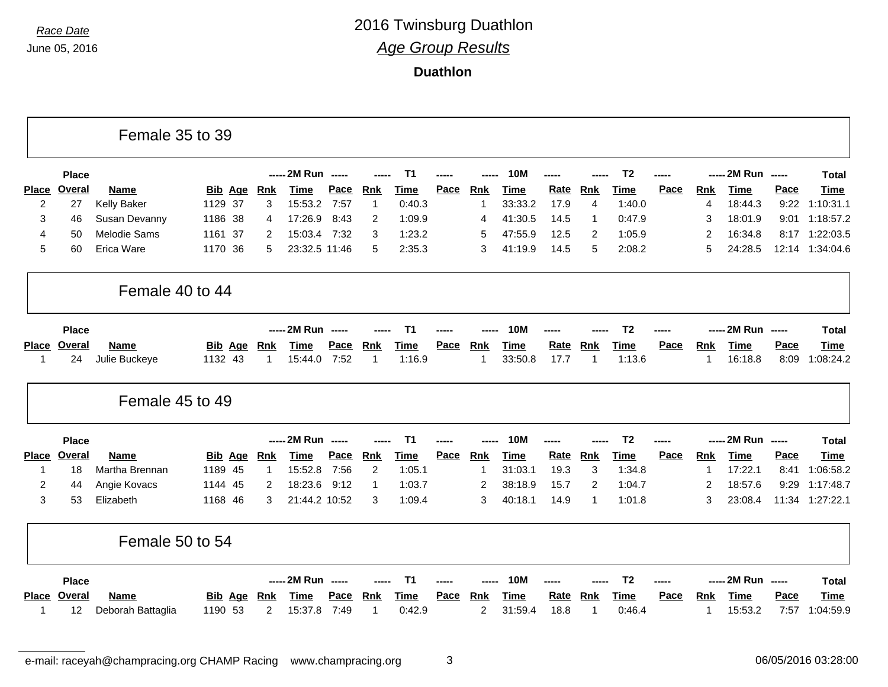# 2016 Twinsburg Duathlon

## *Age Group Results*

**Duathlon**

*Race Date*
June 05, 2016

### Female 35 to 39

| Place | Place Overal | Name | Bib | Age | 2M Run Rnk | 2M Run Time | 2M Run Pace | T1 Rnk | T1 Time | T1 Pace | 10M Rnk | 10M Time | 10M Rate | T2 Rnk | T2 Time | T2 Pace | 2M Run Rnk | 2M Run Time | 2M Run Pace | Total Time |
|---|---|---|---|---|---|---|---|---|---|---|---|---|---|---|---|---|---|---|---|---|
| 2 | 27 | Kelly Baker | 1129 | 37 | 3 | 15:53.2 | 7:57 | 1 | 0:40.3 | | 1 | 33:33.2 | 17.9 | 4 | 1:40.0 | | 4 | 18:44.3 | 9:22 | 1:10:31.1 |
| 3 | 46 | Susan Devanny | 1186 | 38 | 4 | 17:26.9 | 8:43 | 2 | 1:09.9 | | 4 | 41:30.5 | 14.5 | 1 | 0:47.9 | | 3 | 18:01.9 | 9:01 | 1:18:57.2 |
| 4 | 50 | Melodie Sams | 1161 | 37 | 2 | 15:03.4 | 7:32 | 3 | 1:23.2 | | 5 | 47:55.9 | 12.5 | 2 | 1:05.9 | | 2 | 16:34.8 | 8:17 | 1:22:03.5 |
| 5 | 60 | Erica Ware | 1170 | 36 | 5 | 23:32.5 | 11:46 | 5 | 2:35.3 | | 3 | 41:19.9 | 14.5 | 5 | 2:08.2 | | 5 | 24:28.5 | 12:14 | 1:34:04.6 |

### Female 40 to 44

| Place | Place Overal | Name | Bib | Age | 2M Run Rnk | 2M Run Time | 2M Run Pace | T1 Rnk | T1 Time | T1 Pace | 10M Rnk | 10M Time | 10M Rate | T2 Rnk | T2 Time | T2 Pace | 2M Run Rnk | 2M Run Time | 2M Run Pace | Total Time |
|---|---|---|---|---|---|---|---|---|---|---|---|---|---|---|---|---|---|---|---|---|
| 1 | 24 | Julie Buckeye | 1132 | 43 | 1 | 15:44.0 | 7:52 | 1 | 1:16.9 | | 1 | 33:50.8 | 17.7 | 1 | 1:13.6 | | 1 | 16:18.8 | 8:09 | 1:08:24.2 |

### Female 45 to 49

| Place | Place Overal | Name | Bib | Age | 2M Run Rnk | 2M Run Time | 2M Run Pace | T1 Rnk | T1 Time | T1 Pace | 10M Rnk | 10M Time | 10M Rate | T2 Rnk | T2 Time | T2 Pace | 2M Run Rnk | 2M Run Time | 2M Run Pace | Total Time |
|---|---|---|---|---|---|---|---|---|---|---|---|---|---|---|---|---|---|---|---|---|
| 1 | 18 | Martha Brennan | 1189 | 45 | 1 | 15:52.8 | 7:56 | 2 | 1:05.1 | | 1 | 31:03.1 | 19.3 | 3 | 1:34.8 | | 1 | 17:22.1 | 8:41 | 1:06:58.2 |
| 2 | 44 | Angie Kovacs | 1144 | 45 | 2 | 18:23.6 | 9:12 | 1 | 1:03.7 | | 2 | 38:18.9 | 15.7 | 2 | 1:04.7 | | 2 | 18:57.6 | 9:29 | 1:17:48.7 |
| 3 | 53 | Elizabeth | 1168 | 46 | 3 | 21:44.2 | 10:52 | 3 | 1:09.4 | | 3 | 40:18.1 | 14.9 | 1 | 1:01.8 | | 3 | 23:08.4 | 11:34 | 1:27:22.1 |

### Female 50 to 54

| Place | Place Overal | Name | Bib | Age | 2M Run Rnk | 2M Run Time | 2M Run Pace | T1 Rnk | T1 Time | T1 Pace | 10M Rnk | 10M Time | 10M Rate | T2 Rnk | T2 Time | T2 Pace | 2M Run Rnk | 2M Run Time | 2M Run Pace | Total Time |
|---|---|---|---|---|---|---|---|---|---|---|---|---|---|---|---|---|---|---|---|---|
| 1 | 12 | Deborah Battaglia | 1190 | 53 | 2 | 15:37.8 | 7:49 | 1 | 0:42.9 | | 2 | 31:59.4 | 18.8 | 1 | 0:46.4 | | 1 | 15:53.2 | 7:57 | 1:04:59.9 |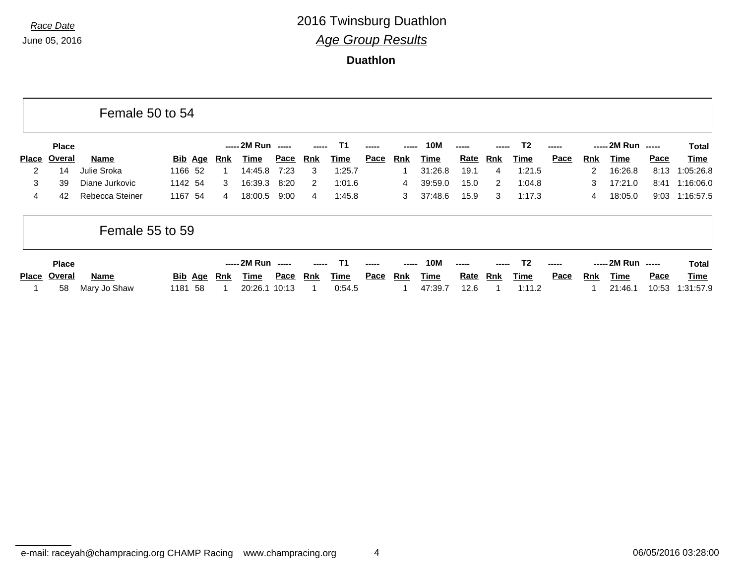*Race Date*

June 05, 2016

# 2016 Twinsburg Duathlon

## *Age Group Results*

### Duathlon

### Female 50 to 54

| Place | Place Overal | Name | Bib | Age | 2M Run Rnk | 2M Run Time | 2M Run Pace | T1 Rnk | T1 Time | T1 Pace | 10M Rnk | 10M Time | 10M Rate | T2 Rnk | T2 Time | T2 Pace | 2M Run Rnk | 2M Run Time | 2M Run Pace | Total Time |
|---|---|---|---|---|---|---|---|---|---|---|---|---|---|---|---|---|---|---|---|---|
| 2 | 14 | Julie Sroka | 1166 | 52 | 1 | 14:45.8 | 7:23 | 3 | 1:25.7 | | 1 | 31:26.8 | 19.1 | 4 | 1:21.5 | | 2 | 16:26.8 | 8:13 | 1:05:26.8 |
| 3 | 39 | Diane Jurkovic | 1142 | 54 | 3 | 16:39.3 | 8:20 | 2 | 1:01.6 | | 4 | 39:59.0 | 15.0 | 2 | 1:04.8 | | 3 | 17:21.0 | 8:41 | 1:16:06.0 |
| 4 | 42 | Rebecca Steiner | 1167 | 54 | 4 | 18:00.5 | 9:00 | 4 | 1:45.8 | | 3 | 37:48.6 | 15.9 | 3 | 1:17.3 | | 4 | 18:05.0 | 9:03 | 1:16:57.5 |

### Female 55 to 59

| Place | Place Overal | Name | Bib | Age | 2M Run Rnk | 2M Run Time | 2M Run Pace | T1 Rnk | T1 Time | T1 Pace | 10M Rnk | 10M Time | 10M Rate | T2 Rnk | T2 Time | T2 Pace | 2M Run Rnk | 2M Run Time | 2M Run Pace | Total Time |
|---|---|---|---|---|---|---|---|---|---|---|---|---|---|---|---|---|---|---|---|---|
| 1 | 58 | Mary Jo Shaw | 1181 | 58 | 1 | 20:26.1 | 10:13 | 1 | 0:54.5 | | 1 | 47:39.7 | 12.6 | 1 | 1:11.2 | | 1 | 21:46.1 | 10:53 | 1:31:57.9 |

e-mail: raceyah@champracing.org CHAMP Racing www.champracing.org 06/05/2016 03:28:00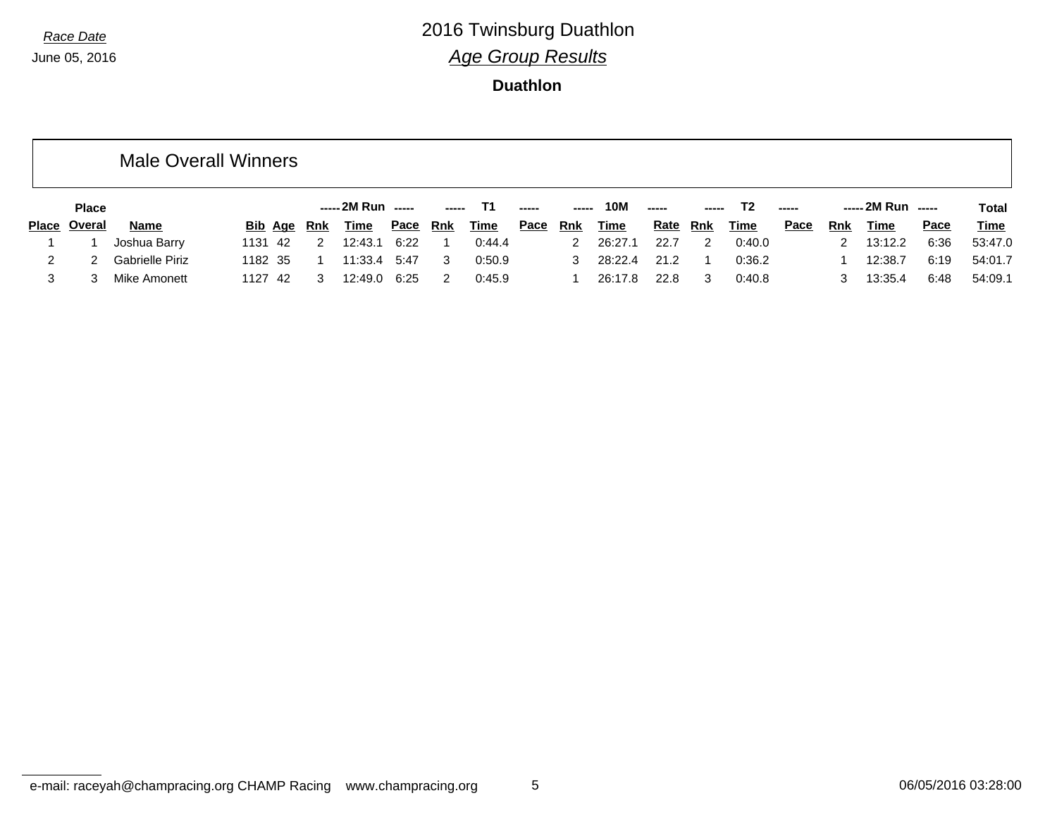Race Date

June 05, 2016

# 2016 Twinsburg Duathlon

## *Age Group Results*

### Duathlon

## Male Overall Winners

| | Place | | | | 2M Run | | | T1 | | | 10M | | | T2 | | | 2M Run | | | Total |
|---|---|---|---|---|---|---|---|---|---|---|---|---|---|---|---|---|---|---|---|---|
| Place | Overal | Name | Bib | Age | Rnk | Time | Pace | Rnk | Time | Pace | Rnk | Time | Rate | Rnk | Time | Pace | Rnk | Time | Pace | Time |
| 1 | 1 | Joshua Barry | 1131 | 42 | 2 | 12:43.1 | 6:22 | 1 | 0:44.4 | | 2 | 26:27.1 | 22.7 | 2 | 0:40.0 | | 2 | 13:12.2 | 6:36 | 53:47.0 |
| 2 | 2 | Gabrielle Piriz | 1182 | 35 | 1 | 11:33.4 | 5:47 | 3 | 0:50.9 | | 3 | 28:22.4 | 21.2 | 1 | 0:36.2 | | 1 | 12:38.7 | 6:19 | 54:01.7 |
| 3 | 3 | Mike Amonett | 1127 | 42 | 3 | 12:49.0 | 6:25 | 2 | 0:45.9 | | 1 | 26:17.8 | 22.8 | 3 | 0:40.8 | | 3 | 13:35.4 | 6:48 | 54:09.1 |

e-mail: raceyah@champracing.org CHAMP Racing www.champracing.org 06/05/2016 03:28:00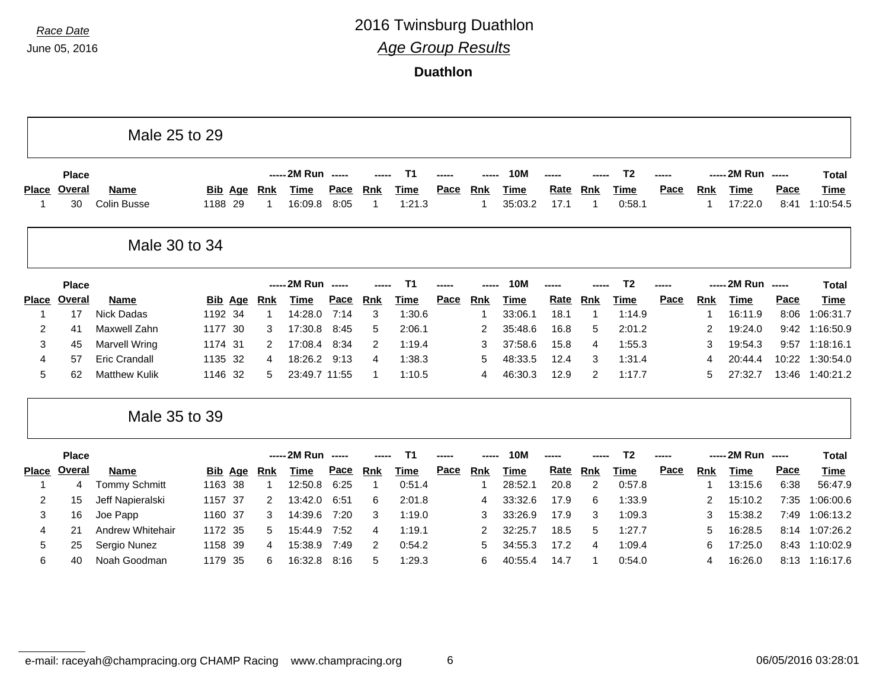Race Date
June 05, 2016

# 2016 Twinsburg Duathlon

## *Age Group Results*

### Duathlon

## Male 25 to 29

| Place | Place Overal | Name | Bib | Age | 2M Run Rnk | 2M Run Time | 2M Run Pace | T1 Rnk | T1 Time | T1 Pace | 10M Rnk | 10M Time | 10M Rate | T2 Rnk | T2 Time | T2 Pace | 2M Run Rnk | 2M Run Time | 2M Run Pace | Total Time |
|---|---|---|---|---|---|---|---|---|---|---|---|---|---|---|---|---|---|---|---|---|
| 1 | 30 | Colin Busse | 1188 | 29 | 1 | 16:09.8 | 8:05 | 1 | 1:21.3 | | 1 | 35:03.2 | 17.1 | 1 | 0:58.1 | | 1 | 17:22.0 | 8:41 | 1:10:54.5 |

## Male 30 to 34

| Place | Place Overal | Name | Bib | Age | 2M Run Rnk | 2M Run Time | 2M Run Pace | T1 Rnk | T1 Time | T1 Pace | 10M Rnk | 10M Time | 10M Rate | T2 Rnk | T2 Time | T2 Pace | 2M Run Rnk | 2M Run Time | 2M Run Pace | Total Time |
|---|---|---|---|---|---|---|---|---|---|---|---|---|---|---|---|---|---|---|---|---|
| 1 | 17 | Nick Dadas | 1192 | 34 | 1 | 14:28.0 | 7:14 | 3 | 1:30.6 | | 1 | 33:06.1 | 18.1 | 1 | 1:14.9 | | 1 | 16:11.9 | 8:06 | 1:06:31.7 |
| 2 | 41 | Maxwell Zahn | 1177 | 30 | 3 | 17:30.8 | 8:45 | 5 | 2:06.1 | | 2 | 35:48.6 | 16.8 | 5 | 2:01.2 | | 2 | 19:24.0 | 9:42 | 1:16:50.9 |
| 3 | 45 | Marvell Wring | 1174 | 31 | 2 | 17:08.4 | 8:34 | 2 | 1:19.4 | | 3 | 37:58.6 | 15.8 | 4 | 1:55.3 | | 3 | 19:54.3 | 9:57 | 1:18:16.1 |
| 4 | 57 | Eric Crandall | 1135 | 32 | 4 | 18:26.2 | 9:13 | 4 | 1:38.3 | | 5 | 48:33.5 | 12.4 | 3 | 1:31.4 | | 4 | 20:44.4 | 10:22 | 1:30:54.0 |
| 5 | 62 | Matthew Kulik | 1146 | 32 | 5 | 23:49.7 | 11:55 | 1 | 1:10.5 | | 4 | 46:30.3 | 12.9 | 2 | 1:17.7 | | 5 | 27:32.7 | 13:46 | 1:40:21.2 |

## Male 35 to 39

| Place | Place Overal | Name | Bib | Age | 2M Run Rnk | 2M Run Time | 2M Run Pace | T1 Rnk | T1 Time | T1 Pace | 10M Rnk | 10M Time | 10M Rate | T2 Rnk | T2 Time | T2 Pace | 2M Run Rnk | 2M Run Time | 2M Run Pace | Total Time |
|---|---|---|---|---|---|---|---|---|---|---|---|---|---|---|---|---|---|---|---|---|
| 1 | 4 | Tommy Schmitt | 1163 | 38 | 1 | 12:50.8 | 6:25 | 1 | 0:51.4 | | 1 | 28:52.1 | 20.8 | 2 | 0:57.8 | | 1 | 13:15.6 | 6:38 | 56:47.9 |
| 2 | 15 | Jeff Napieralski | 1157 | 37 | 2 | 13:42.0 | 6:51 | 6 | 2:01.8 | | 4 | 33:32.6 | 17.9 | 6 | 1:33.9 | | 2 | 15:10.2 | 7:35 | 1:06:00.6 |
| 3 | 16 | Joe Papp | 1160 | 37 | 3 | 14:39.6 | 7:20 | 3 | 1:19.0 | | 3 | 33:26.9 | 17.9 | 3 | 1:09.3 | | 3 | 15:38.2 | 7:49 | 1:06:13.2 |
| 4 | 21 | Andrew Whitehair | 1172 | 35 | 5 | 15:44.9 | 7:52 | 4 | 1:19.1 | | 2 | 32:25.7 | 18.5 | 5 | 1:27.7 | | 5 | 16:28.5 | 8:14 | 1:07:26.2 |
| 5 | 25 | Sergio Nunez | 1158 | 39 | 4 | 15:38.9 | 7:49 | 2 | 0:54.2 | | 5 | 34:55.3 | 17.2 | 4 | 1:09.4 | | 6 | 17:25.0 | 8:43 | 1:10:02.9 |
| 6 | 40 | Noah Goodman | 1179 | 35 | 6 | 16:32.8 | 8:16 | 5 | 1:29.3 | | 6 | 40:55.4 | 14.7 | 1 | 0:54.0 | | 4 | 16:26.0 | 8:13 | 1:16:17.6 |

e-mail: raceyah@champracing.org CHAMP Racing www.champracing.org

06/05/2016 03:28:01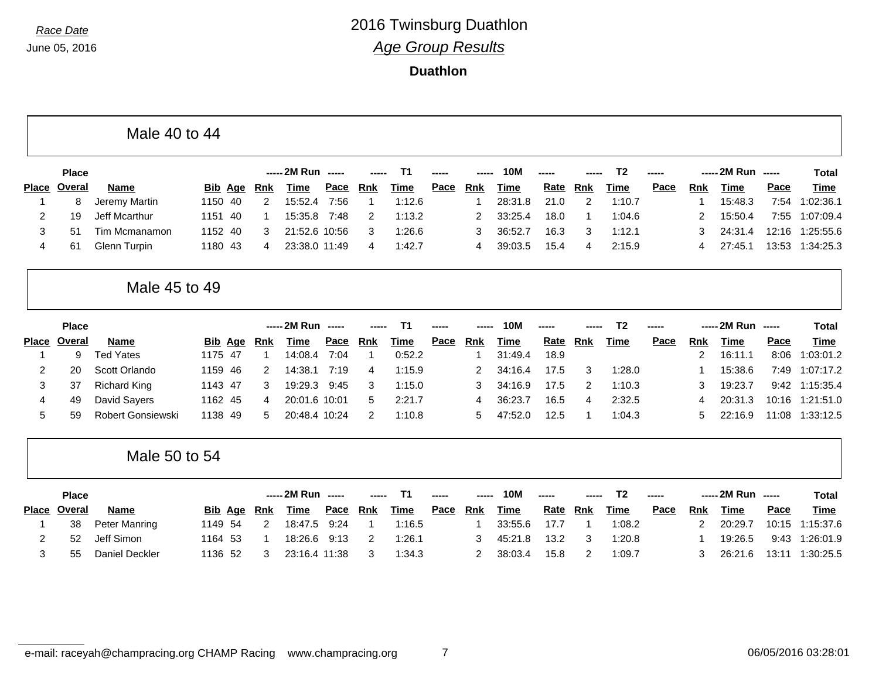Race Date
June 05, 2016

# 2016 Twinsburg Duathlon

## Age Group Results

### Duathlon

### Male 40 to 44

| Place | Place Overal | Name | Bib | Age | 2M Run Rnk | 2M Run Time | 2M Run Pace | T1 Rnk | T1 Time | T1 Pace | 10M Rnk | 10M Time | 10M Rate | T2 Rnk | T2 Time | T2 Pace | 2M Run Rnk | 2M Run Time | 2M Run Pace | Total Time |
|---|---|---|---|---|---|---|---|---|---|---|---|---|---|---|---|---|---|---|---|---|
| 1 | 8 | Jeremy Martin | 1150 | 40 | 2 | 15:52.4 | 7:56 | 1 | 1:12.6 | | 1 | 28:31.8 | 21.0 | 2 | 1:10.7 | | 1 | 15:48.3 | 7:54 | 1:02:36.1 |
| 2 | 19 | Jeff Mcarthur | 1151 | 40 | 1 | 15:35.8 | 7:48 | 2 | 1:13.2 | | 2 | 33:25.4 | 18.0 | 1 | 1:04.6 | | 2 | 15:50.4 | 7:55 | 1:07:09.4 |
| 3 | 51 | Tim Mcmanamon | 1152 | 40 | 3 | 21:52.6 | 10:56 | 3 | 1:26.6 | | 3 | 36:52.7 | 16.3 | 3 | 1:12.1 | | 3 | 24:31.4 | 12:16 | 1:25:55.6 |
| 4 | 61 | Glenn Turpin | 1180 | 43 | 4 | 23:38.0 | 11:49 | 4 | 1:42.7 | | 4 | 39:03.5 | 15.4 | 4 | 2:15.9 | | 4 | 27:45.1 | 13:53 | 1:34:25.3 |

### Male 45 to 49

| Place | Place Overal | Name | Bib | Age | 2M Run Rnk | 2M Run Time | 2M Run Pace | T1 Rnk | T1 Time | T1 Pace | 10M Rnk | 10M Time | 10M Rate | T2 Rnk | T2 Time | T2 Pace | 2M Run Rnk | 2M Run Time | 2M Run Pace | Total Time |
|---|---|---|---|---|---|---|---|---|---|---|---|---|---|---|---|---|---|---|---|---|
| 1 | 9 | Ted Yates | 1175 | 47 | 1 | 14:08.4 | 7:04 | 1 | 0:52.2 | | 1 | 31:49.4 | 18.9 | | | | 2 | 16:11.1 | 8:06 | 1:03:01.2 |
| 2 | 20 | Scott Orlando | 1159 | 46 | 2 | 14:38.1 | 7:19 | 4 | 1:15.9 | | 2 | 34:16.4 | 17.5 | 3 | 1:28.0 | | 1 | 15:38.6 | 7:49 | 1:07:17.2 |
| 3 | 37 | Richard King | 1143 | 47 | 3 | 19:29.3 | 9:45 | 3 | 1:15.0 | | 3 | 34:16.9 | 17.5 | 2 | 1:10.3 | | 3 | 19:23.7 | 9:42 | 1:15:35.4 |
| 4 | 49 | David Sayers | 1162 | 45 | 4 | 20:01.6 | 10:01 | 5 | 2:21.7 | | 4 | 36:23.7 | 16.5 | 4 | 2:32.5 | | 4 | 20:31.3 | 10:16 | 1:21:51.0 |
| 5 | 59 | Robert Gonsiewski | 1138 | 49 | 5 | 20:48.4 | 10:24 | 2 | 1:10.8 | | 5 | 47:52.0 | 12.5 | 1 | 1:04.3 | | 5 | 22:16.9 | 11:08 | 1:33:12.5 |

### Male 50 to 54

| Place | Place Overal | Name | Bib | Age | 2M Run Rnk | 2M Run Time | 2M Run Pace | T1 Rnk | T1 Time | T1 Pace | 10M Rnk | 10M Time | 10M Rate | T2 Rnk | T2 Time | T2 Pace | 2M Run Rnk | 2M Run Time | 2M Run Pace | Total Time |
|---|---|---|---|---|---|---|---|---|---|---|---|---|---|---|---|---|---|---|---|---|
| 1 | 38 | Peter Manring | 1149 | 54 | 2 | 18:47.5 | 9:24 | 1 | 1:16.5 | | 1 | 33:55.6 | 17.7 | 1 | 1:08.2 | | 2 | 20:29.7 | 10:15 | 1:15:37.6 |
| 2 | 52 | Jeff Simon | 1164 | 53 | 1 | 18:26.6 | 9:13 | 2 | 1:26.1 | | 3 | 45:21.8 | 13.2 | 3 | 1:20.8 | | 1 | 19:26.5 | 9:43 | 1:26:01.9 |
| 3 | 55 | Daniel Deckler | 1136 | 52 | 3 | 23:16.4 | 11:38 | 3 | 1:34.3 | | 2 | 38:03.4 | 15.8 | 2 | 1:09.7 | | 3 | 26:21.6 | 13:11 | 1:30:25.5 |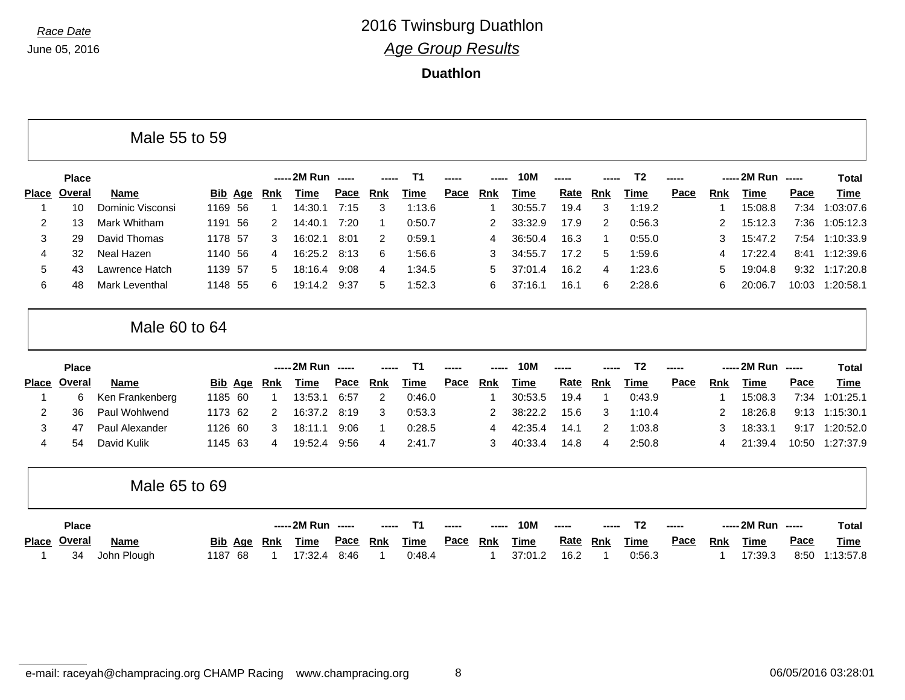*Race Date*

June 05, 2016

# 2016 Twinsburg Duathlon

## *Age Group Results*

**Duathlon**

### Male 55 to 59

| Place | Place Overal | Name | Bib | Age | 2M Run Rnk | 2M Run Time | 2M Run Pace | T1 Rnk | T1 Time | T1 Pace | 10M Rnk | 10M Time | 10M Rate | T2 Rnk | T2 Time | T2 Pace | 2M Run Rnk | 2M Run Time | 2M Run Pace | Total Time |
|---|---|---|---|---|---|---|---|---|---|---|---|---|---|---|---|---|---|---|---|---|
| 1 | 10 | Dominic Visconsi | 1169 | 56 | 1 | 14:30.1 | 7:15 | 3 | 1:13.6 | | 1 | 30:55.7 | 19.4 | 3 | 1:19.2 | | 1 | 15:08.8 | 7:34 | 1:03:07.6 |
| 2 | 13 | Mark Whitham | 1191 | 56 | 2 | 14:40.1 | 7:20 | 1 | 0:50.7 | | 2 | 33:32.9 | 17.9 | 2 | 0:56.3 | | 2 | 15:12.3 | 7:36 | 1:05:12.3 |
| 3 | 29 | David Thomas | 1178 | 57 | 3 | 16:02.1 | 8:01 | 2 | 0:59.1 | | 4 | 36:50.4 | 16.3 | 1 | 0:55.0 | | 3 | 15:47.2 | 7:54 | 1:10:33.9 |
| 4 | 32 | Neal Hazen | 1140 | 56 | 4 | 16:25.2 | 8:13 | 6 | 1:56.6 | | 3 | 34:55.7 | 17.2 | 5 | 1:59.6 | | 4 | 17:22.4 | 8:41 | 1:12:39.6 |
| 5 | 43 | Lawrence Hatch | 1139 | 57 | 5 | 18:16.4 | 9:08 | 4 | 1:34.5 | | 5 | 37:01.4 | 16.2 | 4 | 1:23.6 | | 5 | 19:04.8 | 9:32 | 1:17:20.8 |
| 6 | 48 | Mark Leventhal | 1148 | 55 | 6 | 19:14.2 | 9:37 | 5 | 1:52.3 | | 6 | 37:16.1 | 16.1 | 6 | 2:28.6 | | 6 | 20:06.7 | 10:03 | 1:20:58.1 |

### Male 60 to 64

| Place | Place Overal | Name | Bib | Age | 2M Run Rnk | 2M Run Time | 2M Run Pace | T1 Rnk | T1 Time | T1 Pace | 10M Rnk | 10M Time | 10M Rate | T2 Rnk | T2 Time | T2 Pace | 2M Run Rnk | 2M Run Time | 2M Run Pace | Total Time |
|---|---|---|---|---|---|---|---|---|---|---|---|---|---|---|---|---|---|---|---|---|
| 1 | 6 | Ken Frankenberg | 1185 | 60 | 1 | 13:53.1 | 6:57 | 2 | 0:46.0 | | 1 | 30:53.5 | 19.4 | 1 | 0:43.9 | | 1 | 15:08.3 | 7:34 | 1:01:25.1 |
| 2 | 36 | Paul Wohlwend | 1173 | 62 | 2 | 16:37.2 | 8:19 | 3 | 0:53.3 | | 2 | 38:22.2 | 15.6 | 3 | 1:10.4 | | 2 | 18:26.8 | 9:13 | 1:15:30.1 |
| 3 | 47 | Paul Alexander | 1126 | 60 | 3 | 18:11.1 | 9:06 | 1 | 0:28.5 | | 4 | 42:35.4 | 14.1 | 2 | 1:03.8 | | 3 | 18:33.1 | 9:17 | 1:20:52.0 |
| 4 | 54 | David Kulik | 1145 | 63 | 4 | 19:52.4 | 9:56 | 4 | 2:41.7 | | 3 | 40:33.4 | 14.8 | 4 | 2:50.8 | | 4 | 21:39.4 | 10:50 | 1:27:37.9 |

### Male 65 to 69

| Place | Place Overal | Name | Bib | Age | 2M Run Rnk | 2M Run Time | 2M Run Pace | T1 Rnk | T1 Time | T1 Pace | 10M Rnk | 10M Time | 10M Rate | T2 Rnk | T2 Time | T2 Pace | 2M Run Rnk | 2M Run Time | 2M Run Pace | Total Time |
|---|---|---|---|---|---|---|---|---|---|---|---|---|---|---|---|---|---|---|---|---|
| 1 | 34 | John Plough | 1187 | 68 | 1 | 17:32.4 | 8:46 | 1 | 0:48.4 | | 1 | 37:01.2 | 16.2 | 1 | 0:56.3 | | 1 | 17:39.3 | 8:50 | 1:13:57.8 |

e-mail: raceyah@champracing.org CHAMP Racing www.champracing.org 06/05/2016 03:28:01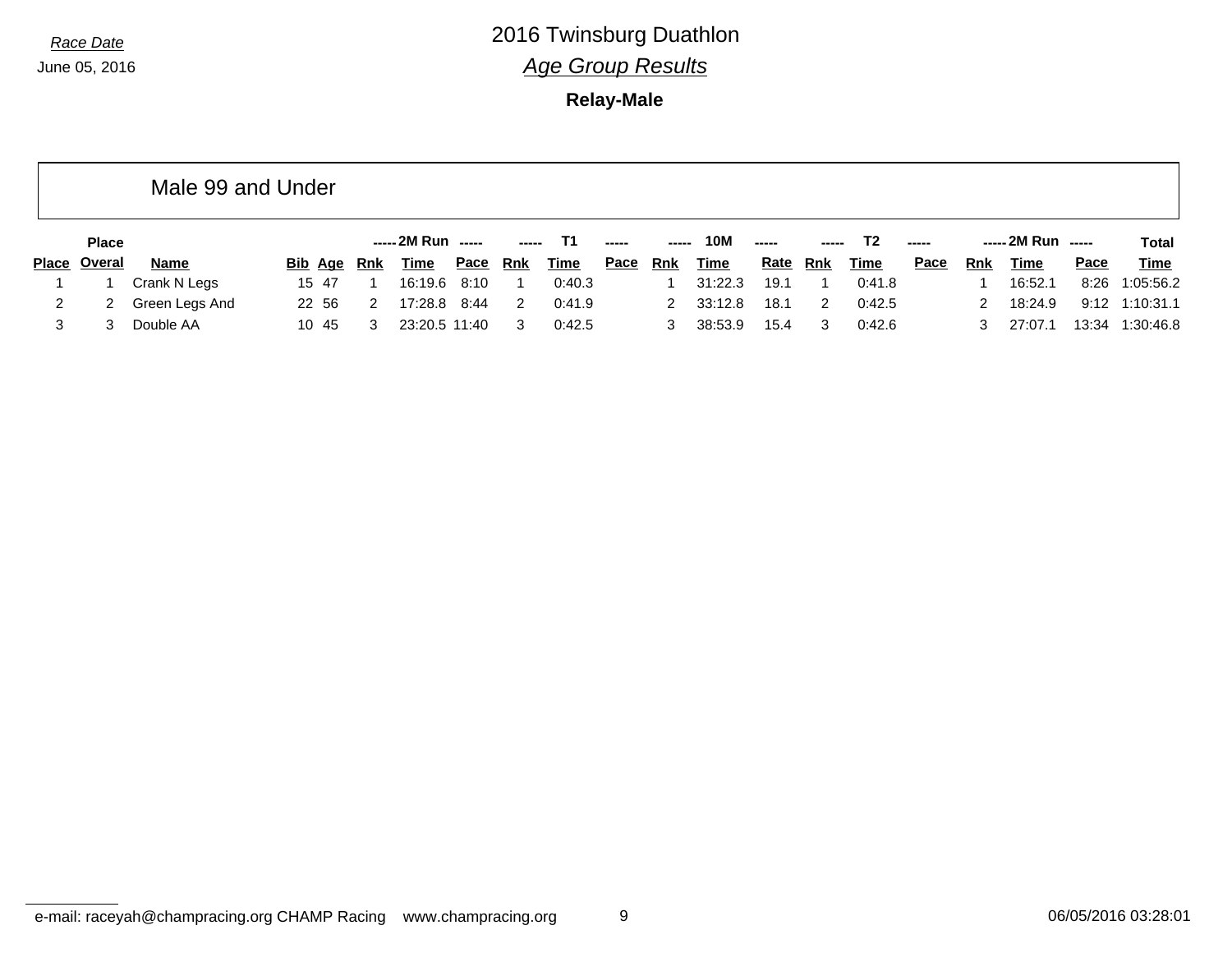Race Date

June 05, 2016

# 2016 Twinsburg Duathlon

## *Age Group Results*

**Relay-Male**

### Male 99 and Under

| Place | Place Overal | Name | Bib | Age | 2M Run Rnk | 2M Run Time | 2M Run Pace | T1 Rnk | T1 Time | T1 Pace | 10M Rnk | 10M Time | 10M Rate | T2 Rnk | T2 Time | T2 Pace | 2M Run Rnk | 2M Run Time | 2M Run Pace | Total Time |
|---|---|---|---|---|---|---|---|---|---|---|---|---|---|---|---|---|---|---|---|---|
| 1 | 1 | Crank N Legs | 15 | 47 | 1 | 16:19.6 | 8:10 | 1 | 0:40.3 | | 1 | 31:22.3 | 19.1 | 1 | 0:41.8 | | 1 | 16:52.1 | 8:26 | 1:05:56.2 |
| 2 | 2 | Green Legs And | 22 | 56 | 2 | 17:28.8 | 8:44 | 2 | 0:41.9 | | 2 | 33:12.8 | 18.1 | 2 | 0:42.5 | | 2 | 18:24.9 | 9:12 | 1:10:31.1 |
| 3 | 3 | Double AA | 10 | 45 | 3 | 23:20.5 | 11:40 | 3 | 0:42.5 | | 3 | 38:53.9 | 15.4 | 3 | 0:42.6 | | 3 | 27:07.1 | 13:34 | 1:30:46.8 |

e-mail: raceyah@champracing.org CHAMP Racing www.champracing.org

06/05/2016 03:28:01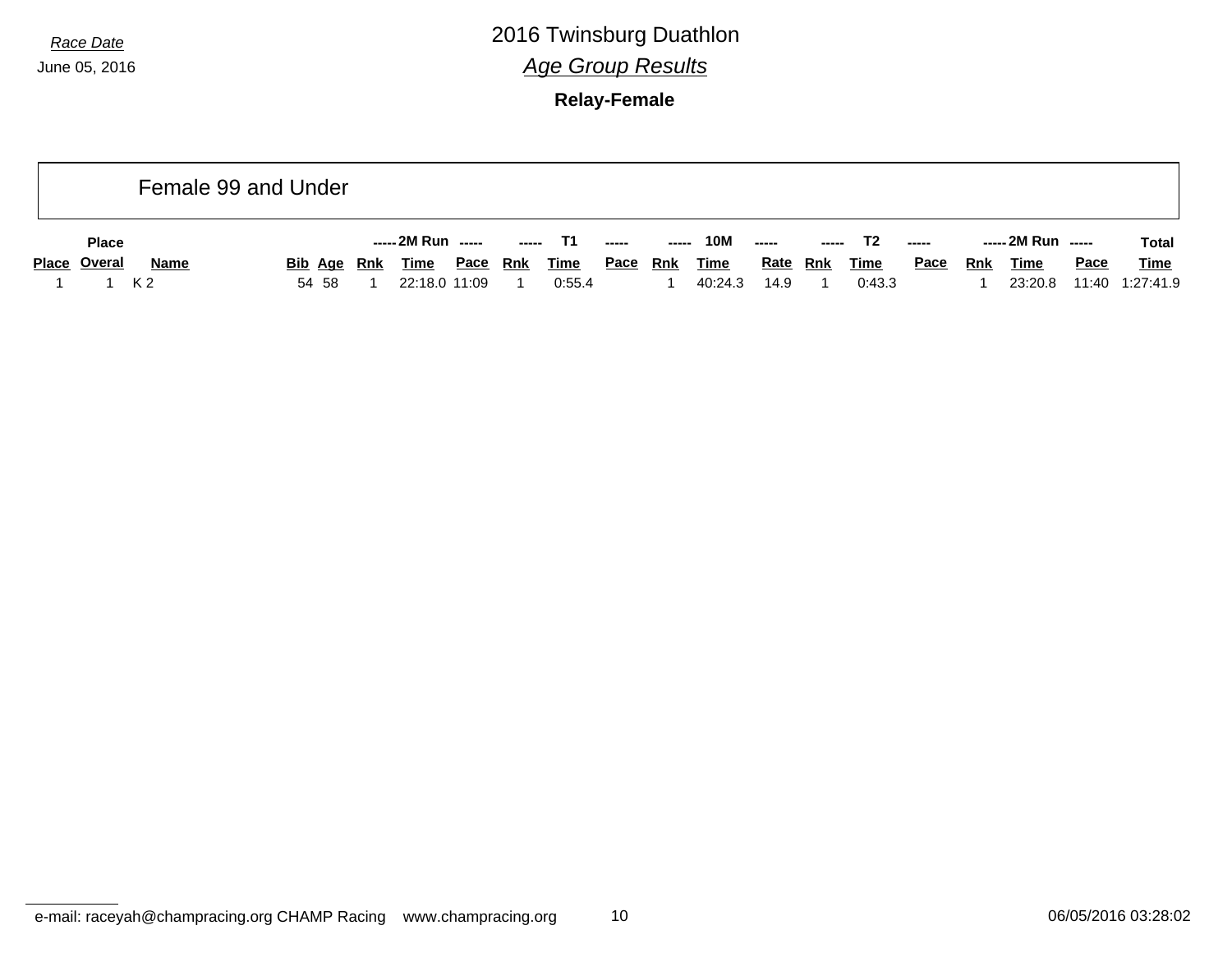Race Date

June 05, 2016

# 2016 Twinsburg Duathlon

## *Age Group Results*

**Relay-Female**

### Female 99 and Under

| Place | Place Overal | Name | Bib | Age | 2M Run Rnk | 2M Run Time | 2M Run Pace | T1 Rnk | T1 Time | T1 Pace | 10M Rnk | 10M Time | 10M Rate | T2 Rnk | T2 Time | T2 Pace | 2M Run Rnk | 2M Run Time | 2M Run Pace | Total Time |
|---|---|---|---|---|---|---|---|---|---|---|---|---|---|---|---|---|---|---|---|---|
| 1 | 1 | K 2 | 54 | 58 | 1 | 22:18.0 | 11:09 | 1 | 0:55.4 | | 1 | 40:24.3 | 14.9 | 1 | 0:43.3 | | 1 | 23:20.8 | 11:40 | 1:27:41.9 |

e-mail: raceyah@champracing.org CHAMP Racing www.champracing.org

06/05/2016 03:28:02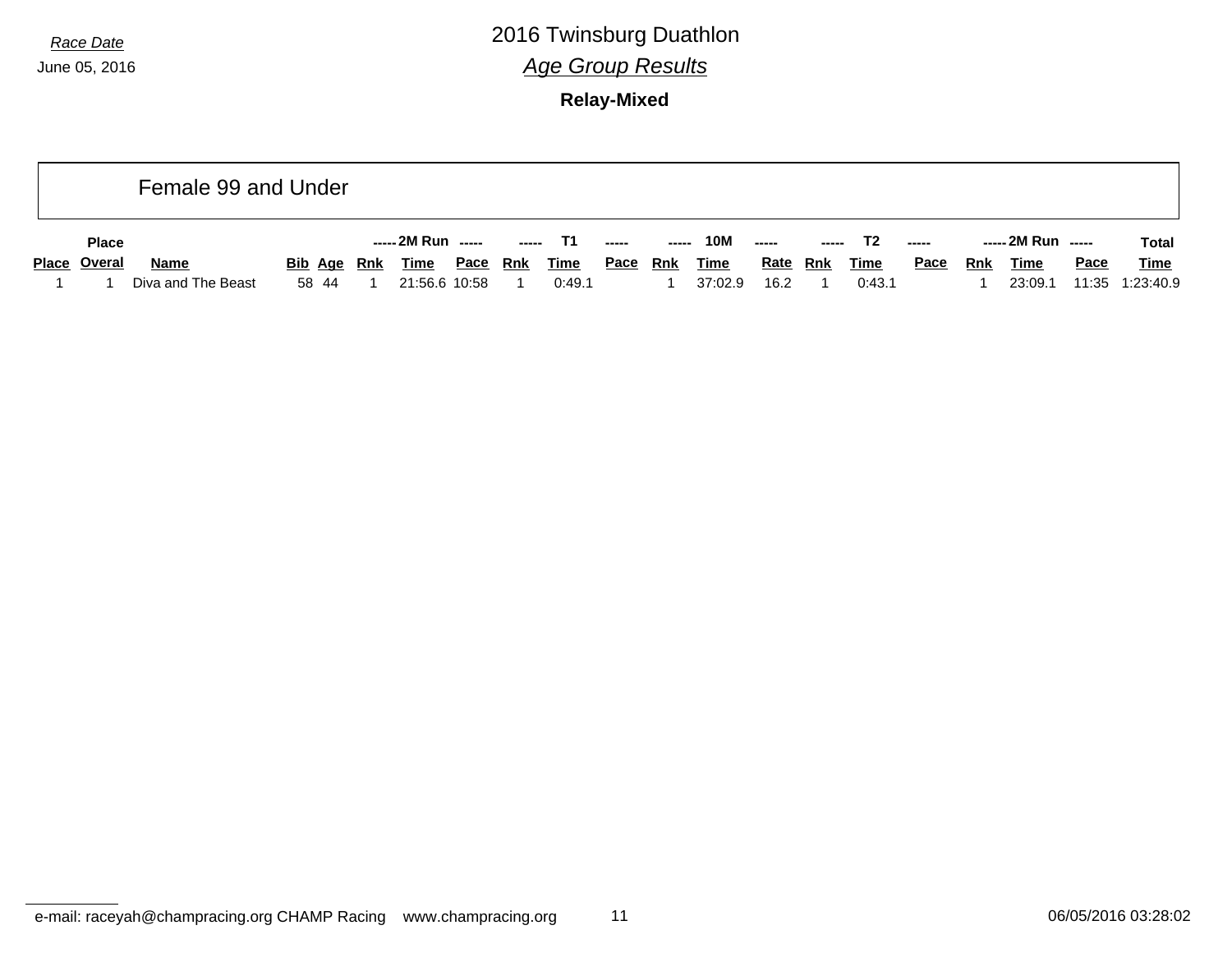*Race Date*
June 05, 2016

# 2016 Twinsburg Duathlon

## *Age Group Results*

**Relay-Mixed**

### Female 99 and Under

| Place | Place Overal | Name | Bib | Age | 2M Run Rnk | 2M Run Time | 2M Run Pace | T1 Rnk | T1 Time | T1 Pace | 10M Rnk | 10M Time | 10M Rate | T2 Rnk | T2 Time | T2 Pace | 2M Run Rnk | 2M Run Time | 2M Run Pace | Total Time |
|---|---|---|---|---|---|---|---|---|---|---|---|---|---|---|---|---|---|---|---|---|
| 1 | 1 | Diva and The Beast | 58 | 44 | 1 | 21:56.6 | 10:58 | 1 | 0:49.1 | | 1 | 37:02.9 | 16.2 | 1 | 0:43.1 | | 1 | 23:09.1 | 11:35 | 1:23:40.9 |

e-mail: raceyah@champracing.org CHAMP Racing www.champracing.org

06/05/2016 03:28:02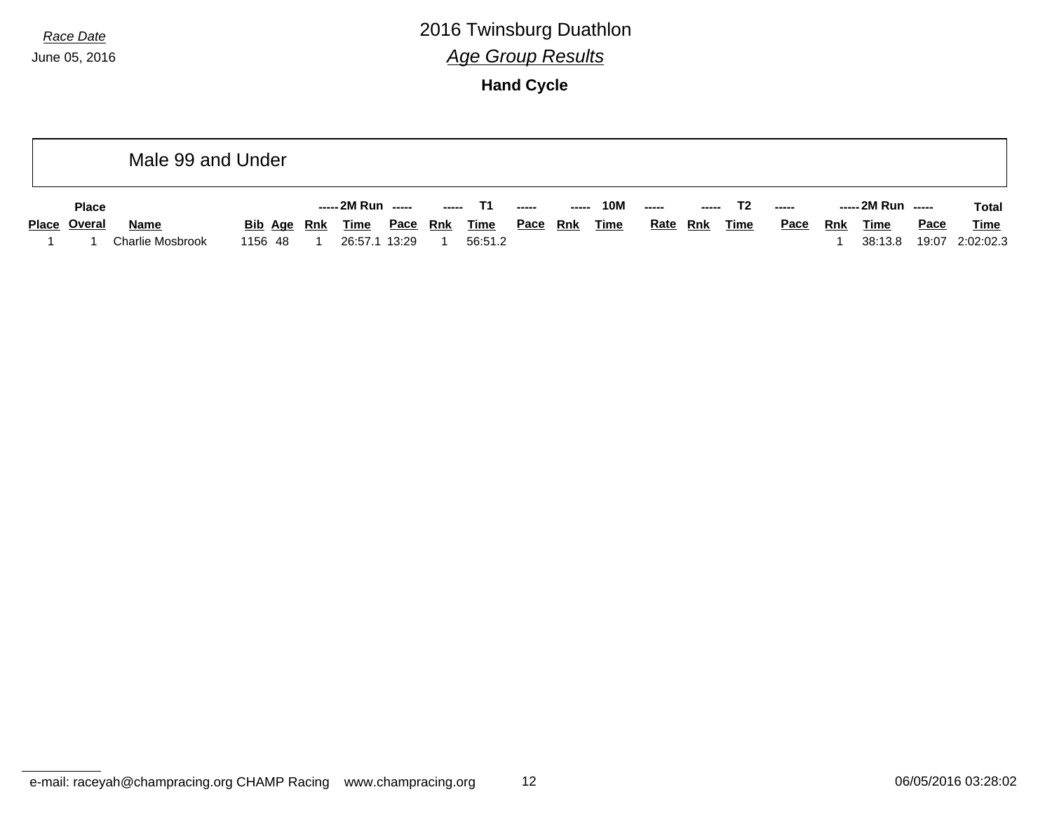Race Date

June 05, 2016

# 2016 Twinsburg Duathlon

## *Age Group Results*

**Hand Cycle**

### Male 99 and Under

| | Place | | | | 2M Run | | | T1 | | | 10M | | | T2 | | | 2M Run | | | Total |
|---|---|---|---|---|---|---|---|---|---|---|---|---|---|---|---|---|---|---|---|---|
| Place | Overal | Name | Bib | Age | Rnk | Time | Pace | Rnk | Time | Pace | Rnk | Time | Rate | Rnk | Time | Pace | Rnk | Time | Pace | Time |
| 1 | 1 | Charlie Mosbrook | 1156 | 48 | 1 | 26:57.1 | 13:29 | 1 | 56:51.2 | | | | | | | | 1 | 38:13.8 | 19:07 | 2:02:02.3 |

e-mail: raceyah@champracing.org CHAMP Racing www.champracing.org

06/05/2016 03:28:02